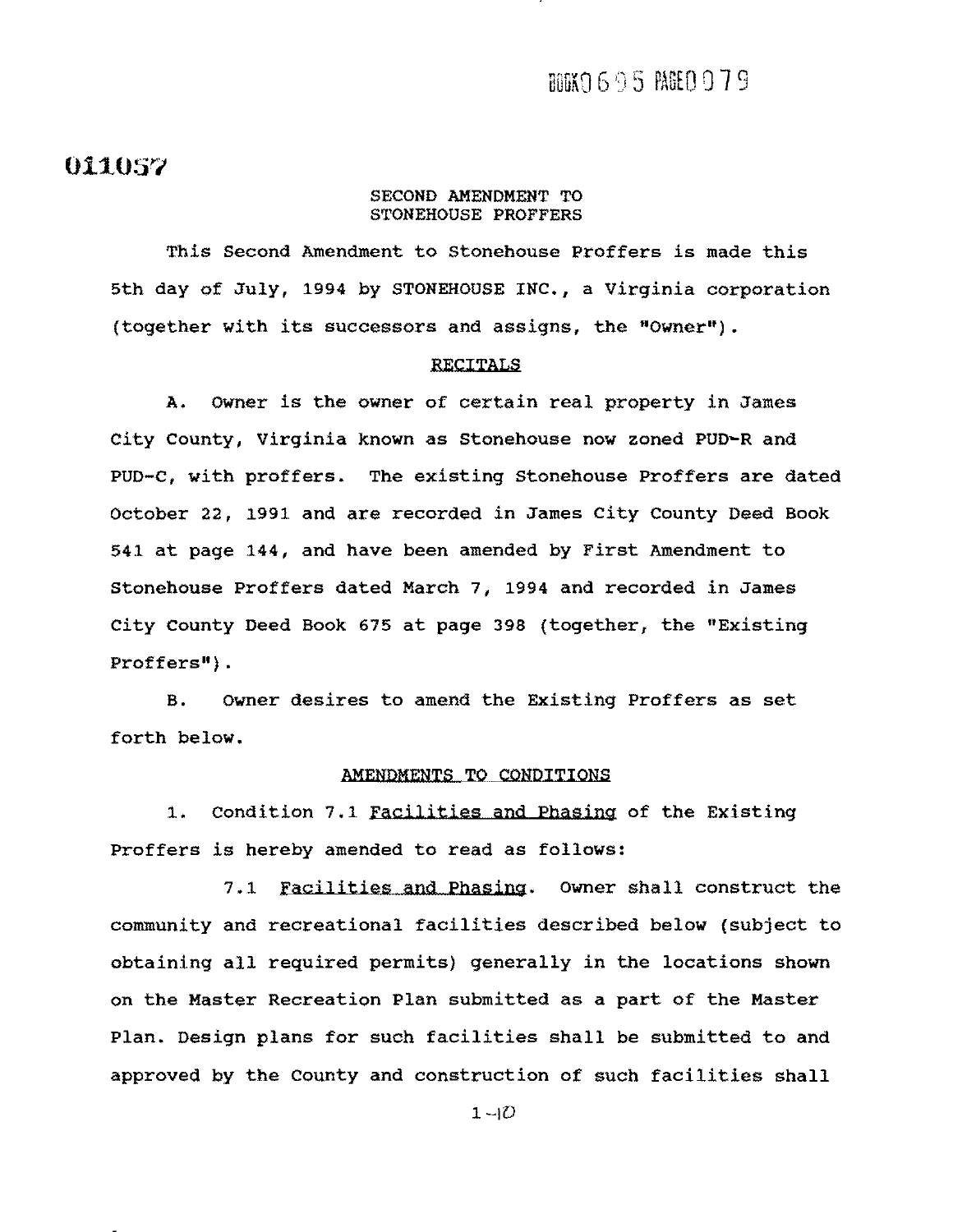BOOK0695 PAGE0079

011057

SECOND AMENDMENT TO
STONEHOUSE PROFFERS

This Second Amendment to Stonehouse Proffers is made this 5th day of July, 1994 by STONEHOUSE INC., a Virginia corporation (together with its successors and assigns, the "Owner").

RECITALS

A. Owner is the owner of certain real property in James City County, Virginia known as Stonehouse now zoned PUD-R and PUD-C, with proffers. The existing Stonehouse Proffers are dated October 22, 1991 and are recorded in James City County Deed Book 541 at page 144, and have been amended by First Amendment to Stonehouse Proffers dated March 7, 1994 and recorded in James City County Deed Book 675 at page 398 (together, the "Existing Proffers").

B. Owner desires to amend the Existing Proffers as set forth below.

AMENDMENTS TO CONDITIONS

1. Condition 7.1 Facilities and Phasing of the Existing Proffers is hereby amended to read as follows:

7.1 Facilities and Phasing. Owner shall construct the community and recreational facilities described below (subject to obtaining all required permits) generally in the locations shown on the Master Recreation Plan submitted as a part of the Master Plan. Design plans for such facilities shall be submitted to and approved by the County and construction of such facilities shall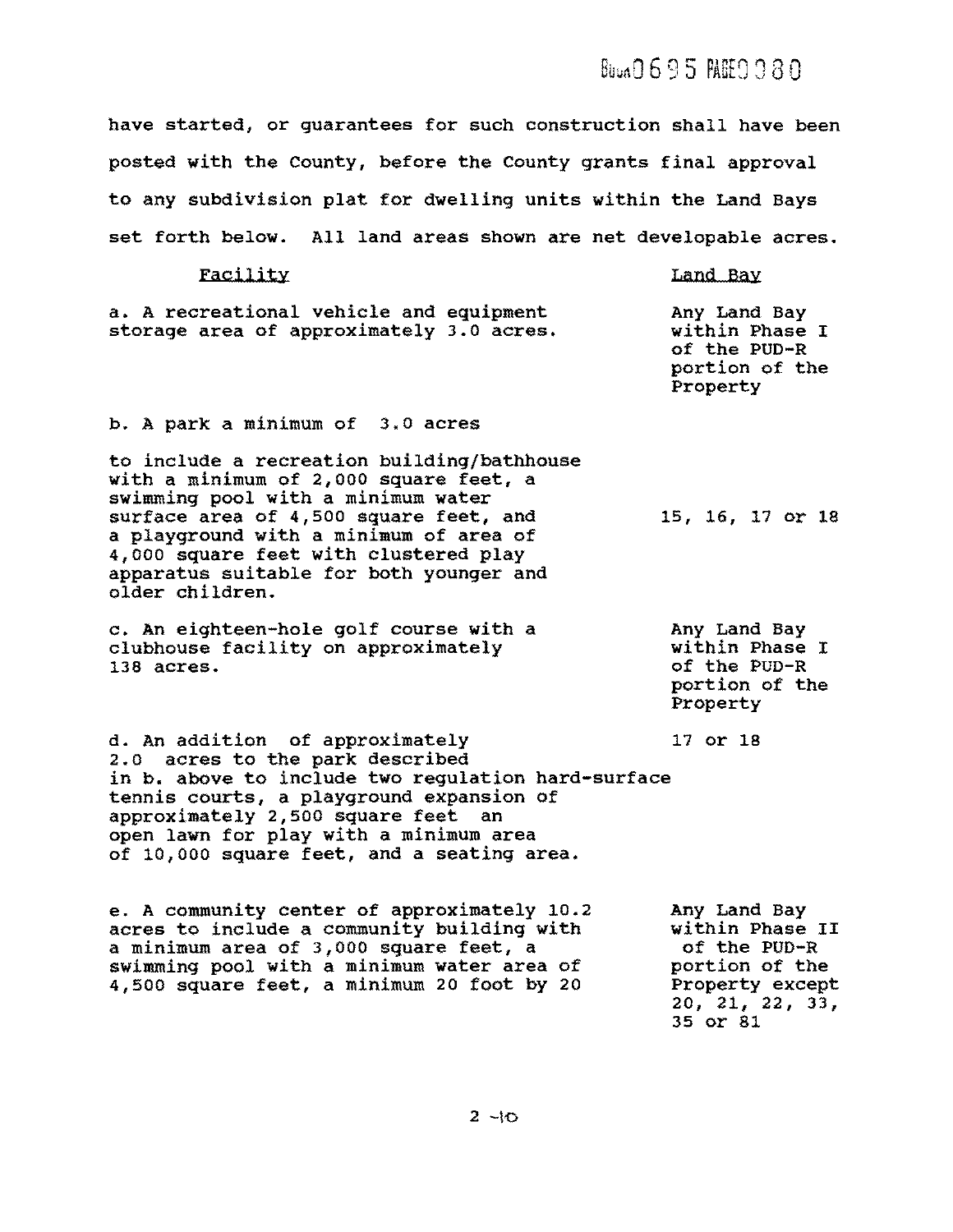have started, or guarantees for such construction shall have been posted with the County, before the County grants final approval to any subdivision plat for dwelling units within the Land Bays set forth below. All land areas shown are net developable acres.

| Facility | Land Bay |
|---|---|
| a. A recreational vehicle and equipment storage area of approximately 3.0 acres. | Any Land Bay within Phase I of the PUD-R portion of the Property |
| b. A park a minimum of 3.0 acres to include a recreation building/bathhouse with a minimum of 2,000 square feet, a swimming pool with a minimum water surface area of 4,500 square feet, and a playground with a minimum of area of 4,000 square feet with clustered play apparatus suitable for both younger and older children. | 15, 16, 17 or 18 |
| c. An eighteen-hole golf course with a clubhouse facility on approximately 138 acres. | Any Land Bay within Phase I of the PUD-R portion of the Property |
| d. An addition of approximately 2.0 acres to the park described in b. above to include two regulation hard-surface tennis courts, a playground expansion of approximately 2,500 square feet an open lawn for play with a minimum area of 10,000 square feet, and a seating area. | 17 or 18 |
| e. A community center of approximately 10.2 acres to include a community building with a minimum area of 3,000 square feet, a swimming pool with a minimum water area of 4,500 square feet, a minimum 20 foot by 20 | Any Land Bay within Phase II of the PUD-R portion of the Property except 20, 21, 22, 33, 35 or 81 |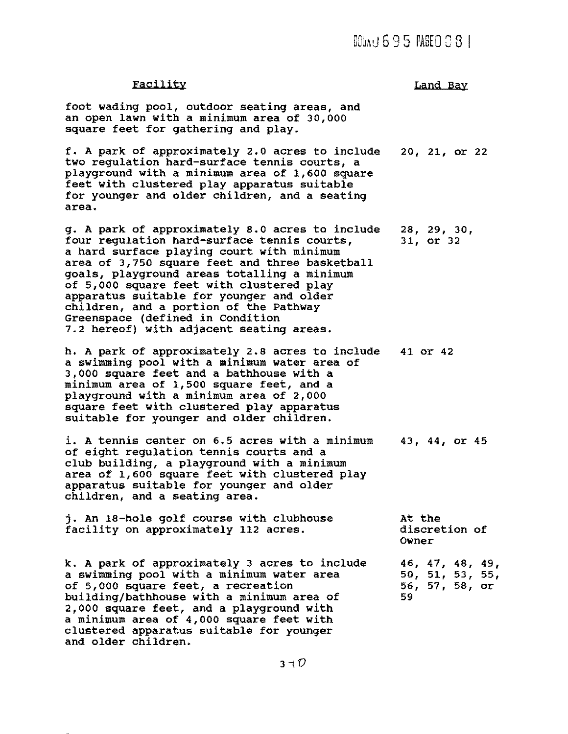| Facility | Land Bay |
|---|---|
| foot wading pool, outdoor seating areas, and an open lawn with a minimum area of 30,000 square feet for gathering and play. | |
| f. A park of approximately 2.0 acres to include two regulation hard-surface tennis courts, a playground with a minimum area of 1,600 square feet with clustered play apparatus suitable for younger and older children, and a seating area. | 20, 21, or 22 |
| g. A park of approximately 8.0 acres to include four regulation hard-surface tennis courts, a hard surface playing court with minimum area of 3,750 square feet and three basketball goals, playground areas totalling a minimum of 5,000 square feet with clustered play apparatus suitable for younger and older children, and a portion of the Pathway Greenspace (defined in Condition 7.2 hereof) with adjacent seating areas. | 28, 29, 30, 31, or 32 |
| h. A park of approximately 2.8 acres to include a swimming pool with a minimum water area of 3,000 square feet and a bathhouse with a minimum area of 1,500 square feet, and a playground with a minimum area of 2,000 square feet with clustered play apparatus suitable for younger and older children. | 41 or 42 |
| i. A tennis center on 6.5 acres with a minimum of eight regulation tennis courts and a club building, a playground with a minimum area of 1,600 square feet with clustered play apparatus suitable for younger and older children, and a seating area. | 43, 44, or 45 |
| j. An 18-hole golf course with clubhouse facility on approximately 112 acres. | At the discretion of Owner |
| k. A park of approximately 3 acres to include a swimming pool with a minimum water area of 5,000 square feet, a recreation building/bathhouse with a minimum area of 2,000 square feet, and a playground with a minimum area of 4,000 square feet with clustered apparatus suitable for younger and older children. | 46, 47, 48, 49, 50, 51, 53, 55, 56, 57, 58, or 59 |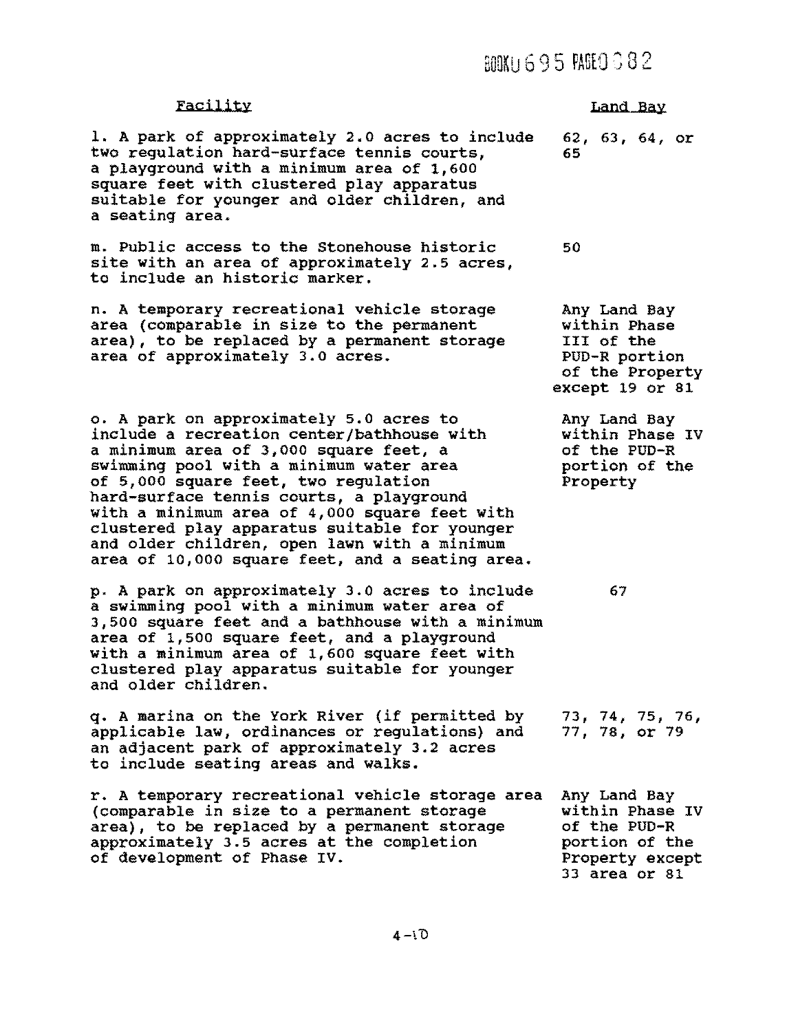| Facility | Land Bay |
|---|---|
| l. A park of approximately 2.0 acres to include two regulation hard-surface tennis courts, a playground with a minimum area of 1,600 square feet with clustered play apparatus suitable for younger and older children, and a seating area. | 62, 63, 64, or 65 |
| m. Public access to the Stonehouse historic site with an area of approximately 2.5 acres, to include an historic marker. | 50 |
| n. A temporary recreational vehicle storage area (comparable in size to the permanent area), to be replaced by a permanent storage area of approximately 3.0 acres. | Any Land Bay within Phase III of the PUD-R portion of the Property except 19 or 81 |
| o. A park on approximately 5.0 acres to include a recreation center/bathhouse with a minimum area of 3,000 square feet, a swimming pool with a minimum water area of 5,000 square feet, two regulation hard-surface tennis courts, a playground with a minimum area of 4,000 square feet with clustered play apparatus suitable for younger and older children, open lawn with a minimum area of 10,000 square feet, and a seating area. | Any Land Bay within Phase IV of the PUD-R portion of the Property |
| p. A park on approximately 3.0 acres to include a swimming pool with a minimum water area of 3,500 square feet and a bathhouse with a minimum area of 1,500 square feet, and a playground with a minimum area of 1,600 square feet with clustered play apparatus suitable for younger and older children. | 67 |
| q. A marina on the York River (if permitted by applicable law, ordinances or regulations) and an adjacent park of approximately 3.2 acres to include seating areas and walks. | 73, 74, 75, 76, 77, 78, or 79 |
| r. A temporary recreational vehicle storage area (comparable in size to a permanent storage area), to be replaced by a permanent storage approximately 3.5 acres at the completion of development of Phase IV. | Any Land Bay within Phase IV of the PUD-R portion of the Property except 33 area or 81 |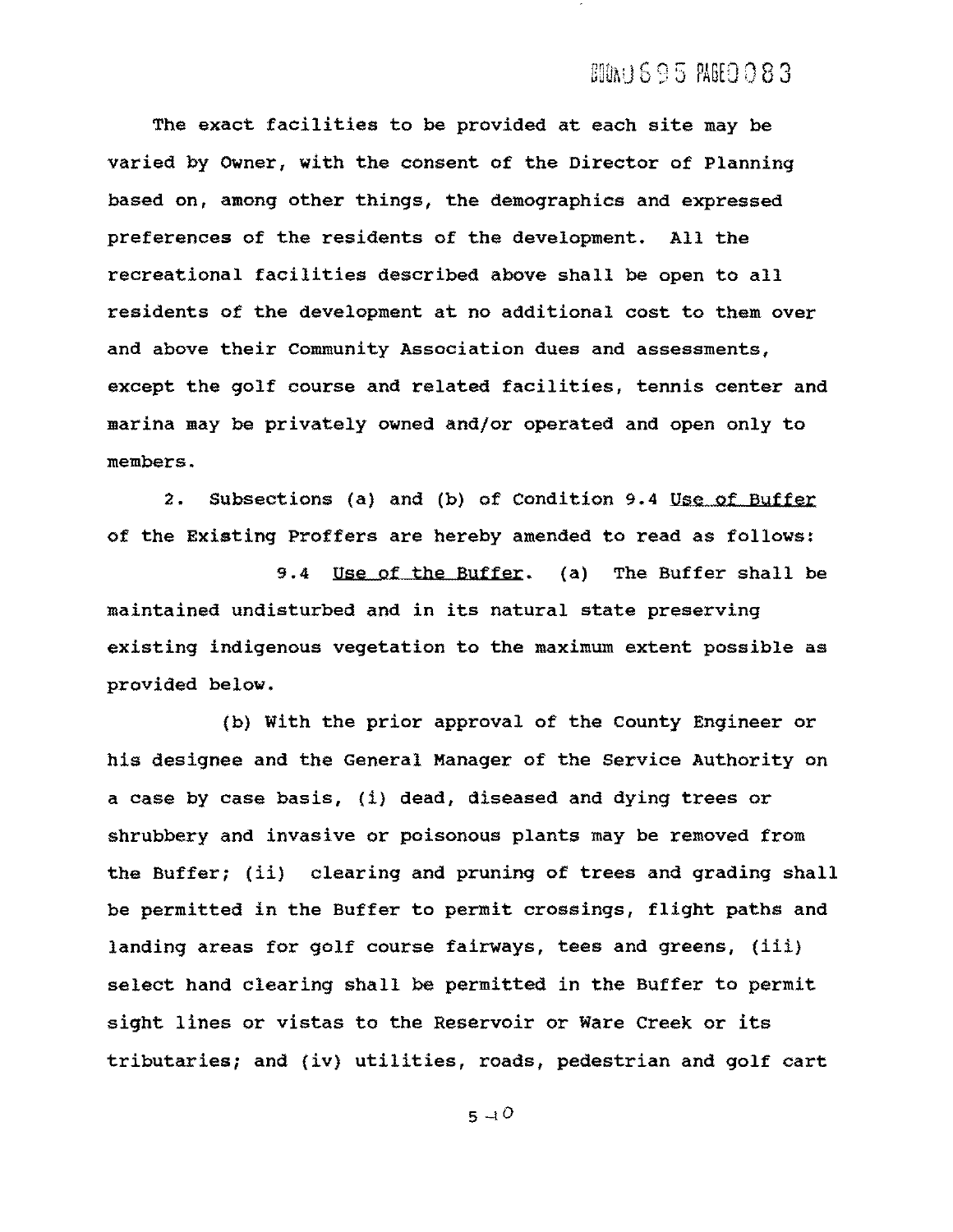The exact facilities to be provided at each site may be varied by Owner, with the consent of the Director of Planning based on, among other things, the demographics and expressed preferences of the residents of the development. All the recreational facilities described above shall be open to all residents of the development at no additional cost to them over and above their Community Association dues and assessments, except the golf course and related facilities, tennis center and marina may be privately owned and/or operated and open only to members.

2. Subsections (a) and (b) of Condition 9.4 Use of Buffer of the Existing Proffers are hereby amended to read as follows:

9.4 Use of the Buffer. (a) The Buffer shall be maintained undisturbed and in its natural state preserving existing indigenous vegetation to the maximum extent possible as provided below.

(b) With the prior approval of the County Engineer or his designee and the General Manager of the Service Authority on a case by case basis, (i) dead, diseased and dying trees or shrubbery and invasive or poisonous plants may be removed from the Buffer; (ii) clearing and pruning of trees and grading shall be permitted in the Buffer to permit crossings, flight paths and landing areas for golf course fairways, tees and greens, (iii) select hand clearing shall be permitted in the Buffer to permit sight lines or vistas to the Reservoir or Ware Creek or its tributaries; and (iv) utilities, roads, pedestrian and golf cart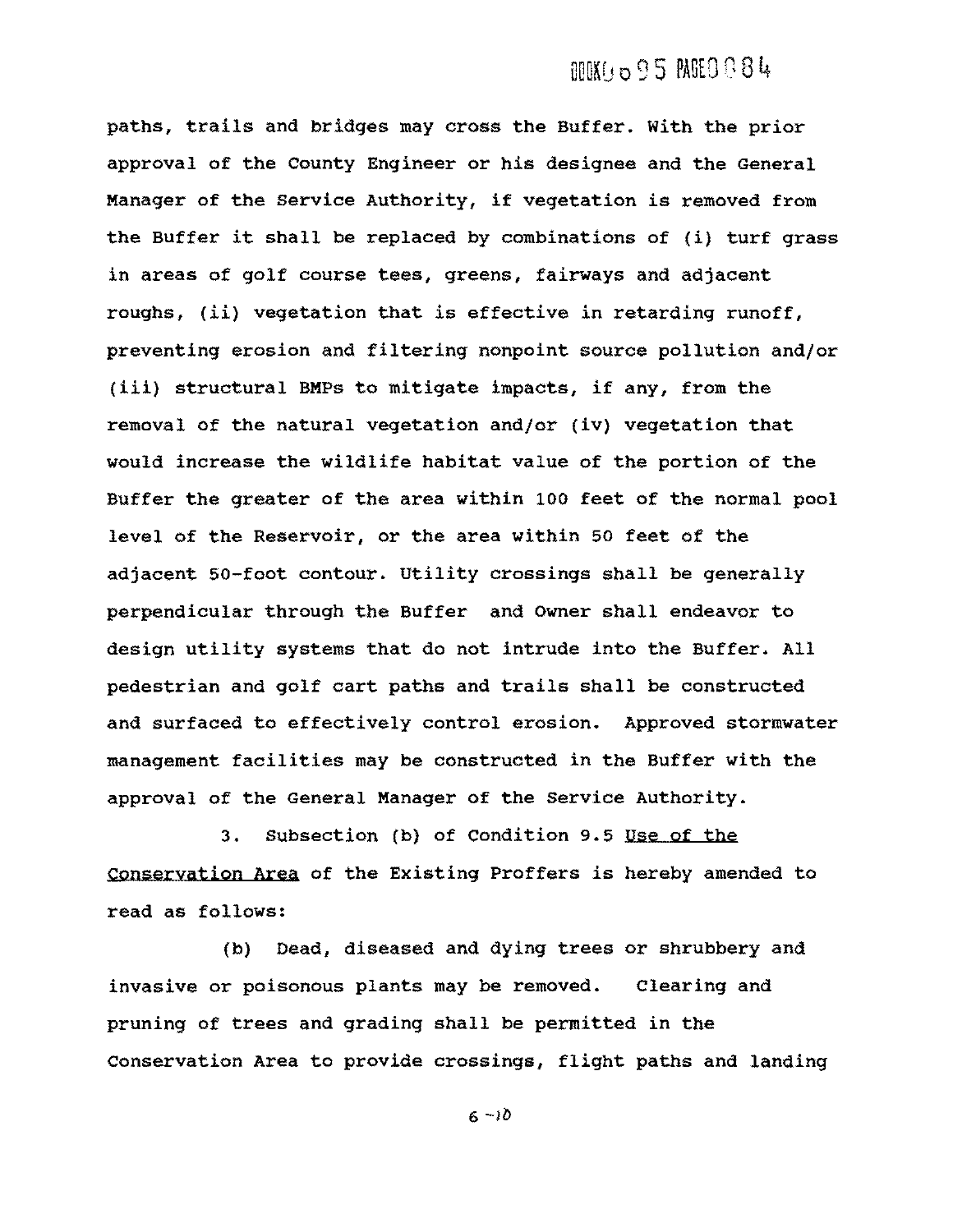paths, trails and bridges may cross the Buffer. With the prior approval of the County Engineer or his designee and the General Manager of the Service Authority, if vegetation is removed from the Buffer it shall be replaced by combinations of (i) turf grass in areas of golf course tees, greens, fairways and adjacent roughs, (ii) vegetation that is effective in retarding runoff, preventing erosion and filtering nonpoint source pollution and/or (iii) structural BMPs to mitigate impacts, if any, from the removal of the natural vegetation and/or (iv) vegetation that would increase the wildlife habitat value of the portion of the Buffer the greater of the area within 100 feet of the normal pool level of the Reservoir, or the area within 50 feet of the adjacent 50-foot contour. Utility crossings shall be generally perpendicular through the Buffer and Owner shall endeavor to design utility systems that do not intrude into the Buffer. All pedestrian and golf cart paths and trails shall be constructed and surfaced to effectively control erosion. Approved stormwater management facilities may be constructed in the Buffer with the approval of the General Manager of the Service Authority.

3. Subsection (b) of Condition 9.5 Use of the Conservation Area of the Existing Proffers is hereby amended to read as follows:

(b) Dead, diseased and dying trees or shrubbery and invasive or poisonous plants may be removed. Clearing and pruning of trees and grading shall be permitted in the Conservation Area to provide crossings, flight paths and landing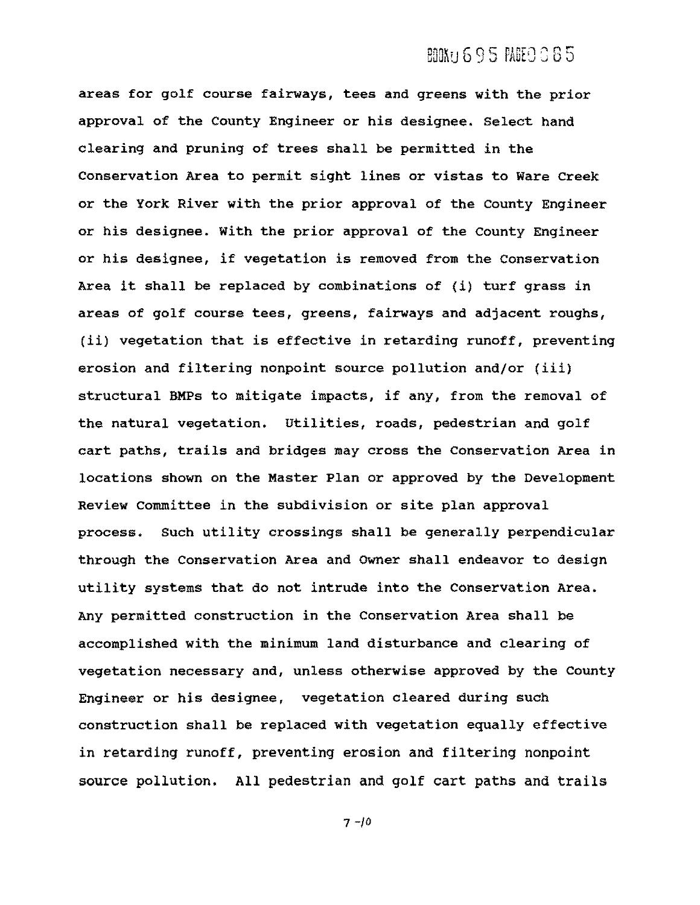areas for golf course fairways, tees and greens with the prior approval of the County Engineer or his designee. Select hand clearing and pruning of trees shall be permitted in the Conservation Area to permit sight lines or vistas to Ware Creek or the York River with the prior approval of the County Engineer or his designee. With the prior approval of the County Engineer or his designee, if vegetation is removed from the Conservation Area it shall be replaced by combinations of (i) turf grass in areas of golf course tees, greens, fairways and adjacent roughs, (ii) vegetation that is effective in retarding runoff, preventing erosion and filtering nonpoint source pollution and/or (iii) structural BMPs to mitigate impacts, if any, from the removal of the natural vegetation. Utilities, roads, pedestrian and golf cart paths, trails and bridges may cross the Conservation Area in locations shown on the Master Plan or approved by the Development Review Committee in the subdivision or site plan approval process. Such utility crossings shall be generally perpendicular through the Conservation Area and Owner shall endeavor to design utility systems that do not intrude into the Conservation Area. Any permitted construction in the Conservation Area shall be accomplished with the minimum land disturbance and clearing of vegetation necessary and, unless otherwise approved by the County Engineer or his designee, vegetation cleared during such construction shall be replaced with vegetation equally effective in retarding runoff, preventing erosion and filtering nonpoint source pollution. All pedestrian and golf cart paths and trails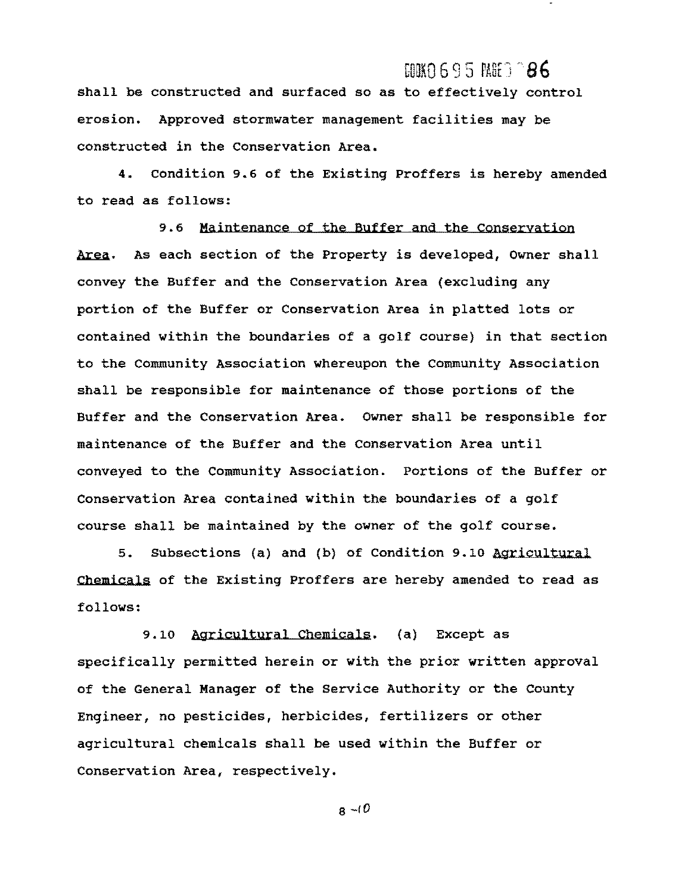shall be constructed and surfaced so as to effectively control erosion. Approved stormwater management facilities may be constructed in the Conservation Area.

4. Condition 9.6 of the Existing Proffers is hereby amended to read as follows:

9.6 Maintenance of the Buffer and the Conservation Area. As each section of the Property is developed, Owner shall convey the Buffer and the Conservation Area (excluding any portion of the Buffer or Conservation Area in platted lots or contained within the boundaries of a golf course) in that section to the Community Association whereupon the Community Association shall be responsible for maintenance of those portions of the Buffer and the Conservation Area. Owner shall be responsible for maintenance of the Buffer and the Conservation Area until conveyed to the Community Association. Portions of the Buffer or Conservation Area contained within the boundaries of a golf course shall be maintained by the owner of the golf course.

5. Subsections (a) and (b) of Condition 9.10 Agricultural Chemicals of the Existing Proffers are hereby amended to read as follows:

9.10 Agricultural Chemicals. (a) Except as specifically permitted herein or with the prior written approval of the General Manager of the Service Authority or the County Engineer, no pesticides, herbicides, fertilizers or other agricultural chemicals shall be used within the Buffer or Conservation Area, respectively.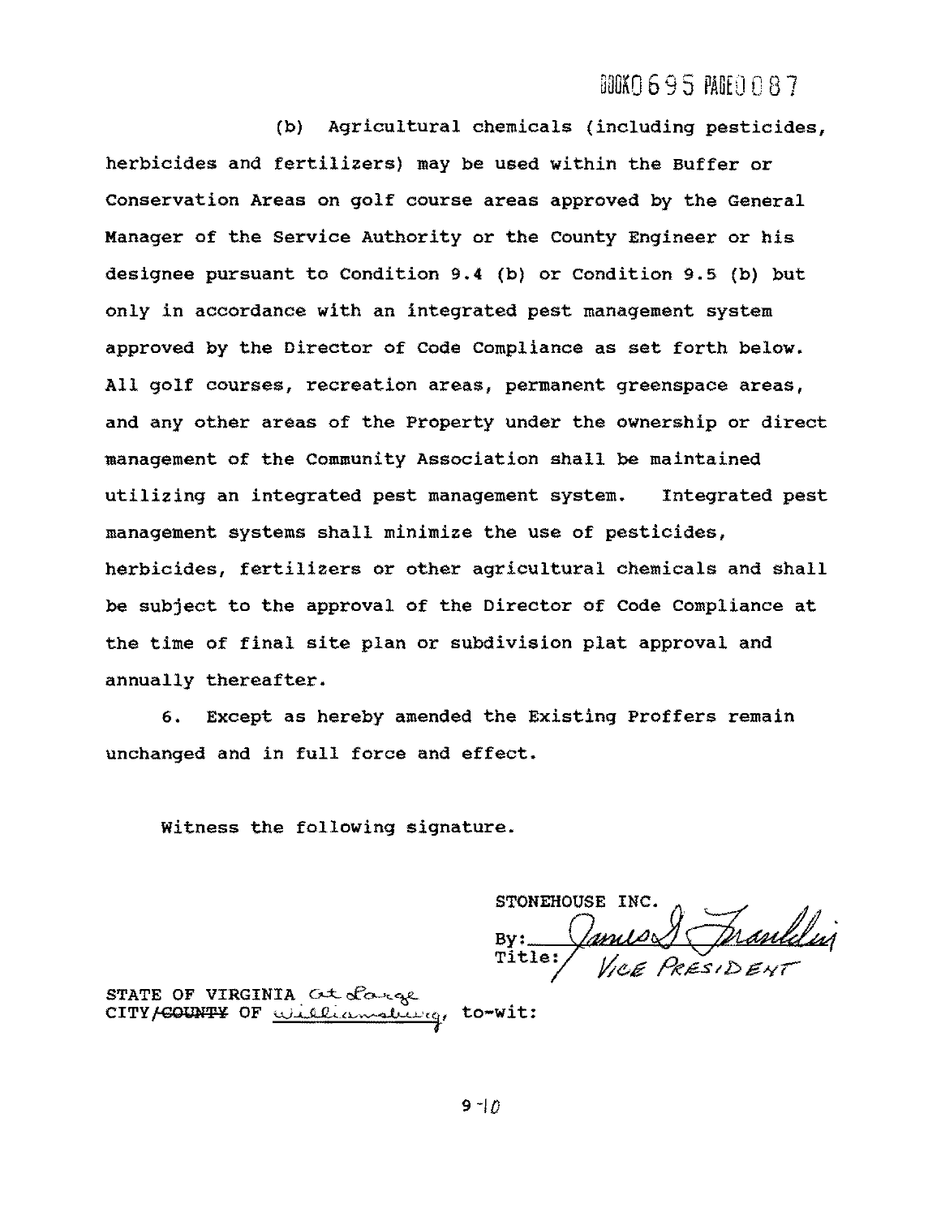(b) Agricultural chemicals (including pesticides, herbicides and fertilizers) may be used within the Buffer or Conservation Areas on golf course areas approved by the General Manager of the Service Authority or the County Engineer or his designee pursuant to Condition 9.4 (b) or Condition 9.5 (b) but only in accordance with an integrated pest management system approved by the Director of Code Compliance as set forth below. All golf courses, recreation areas, permanent greenspace areas, and any other areas of the Property under the ownership or direct management of the Community Association shall be maintained utilizing an integrated pest management system. Integrated pest management systems shall minimize the use of pesticides, herbicides, fertilizers or other agricultural chemicals and shall be subject to the approval of the Director of Code Compliance at the time of final site plan or subdivision plat approval and annually thereafter.

6. Except as hereby amended the Existing Proffers remain unchanged and in full force and effect.

Witness the following signature.

STONEHOUSE INC.
By: James D. Franklin
Title: Vice President

STATE OF VIRGINIA at Large
CITY/~~COUNTY~~ OF Williamsburg, to-wit: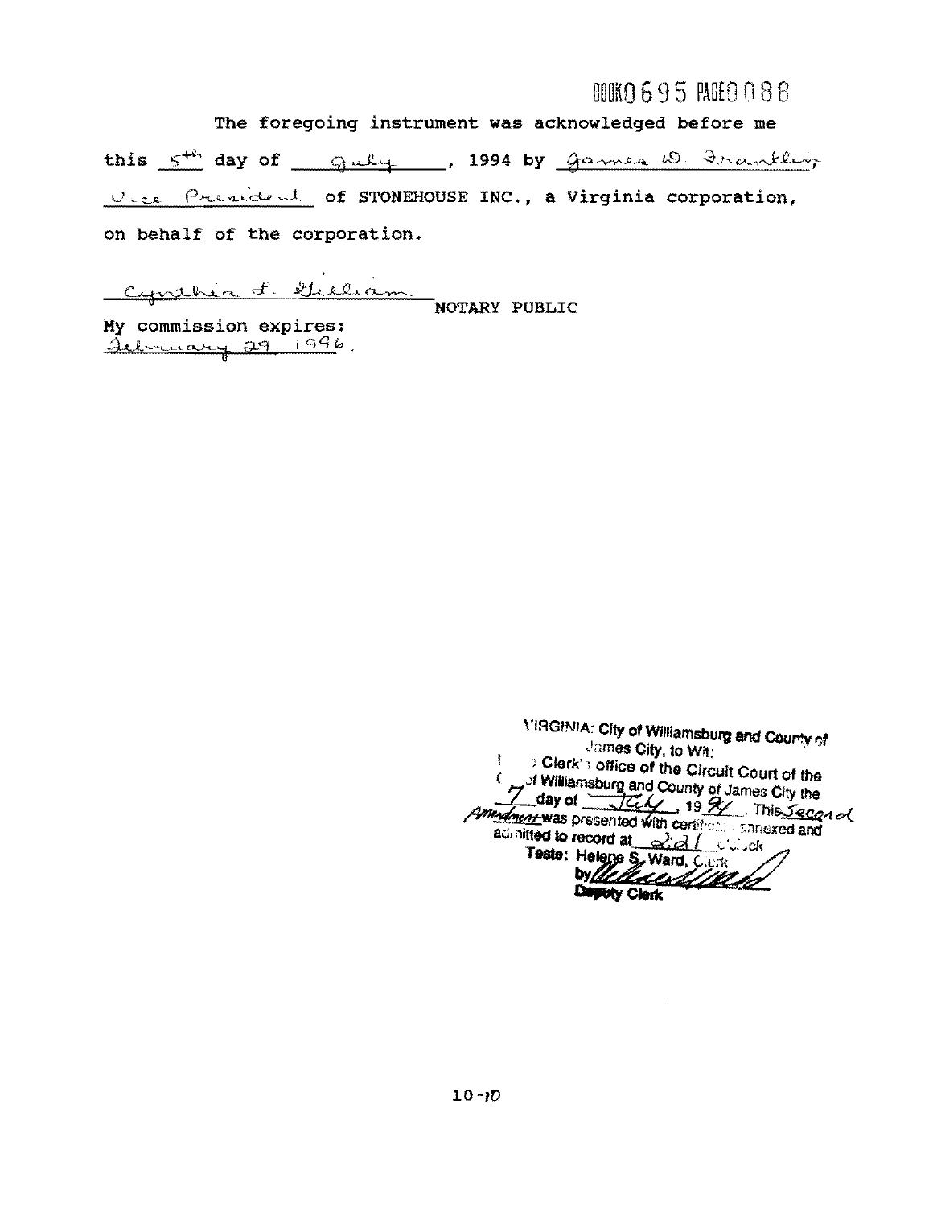BOOK0695 PAGE0088

The foregoing instrument was acknowledged before me this 5th day of July, 1994 by James D. Franklin, Vice President of STONEHOUSE INC., a Virginia corporation, on behalf of the corporation.

Cynthia F. Gilliam
NOTARY PUBLIC

My commission expires:
February 29, 1996.

VIRGINIA: City of Williamsburg and County of James City, to Wit:
In the Clerk's office of the Circuit Court of the City of Williamsburg and County of James City the 7 day of July, 1994. This Second Amendment was presented with certificate annexed and admitted to record at 2:21 o'clock
Teste: Helene S. Ward, Clerk
by ___________
Deputy Clerk

10-10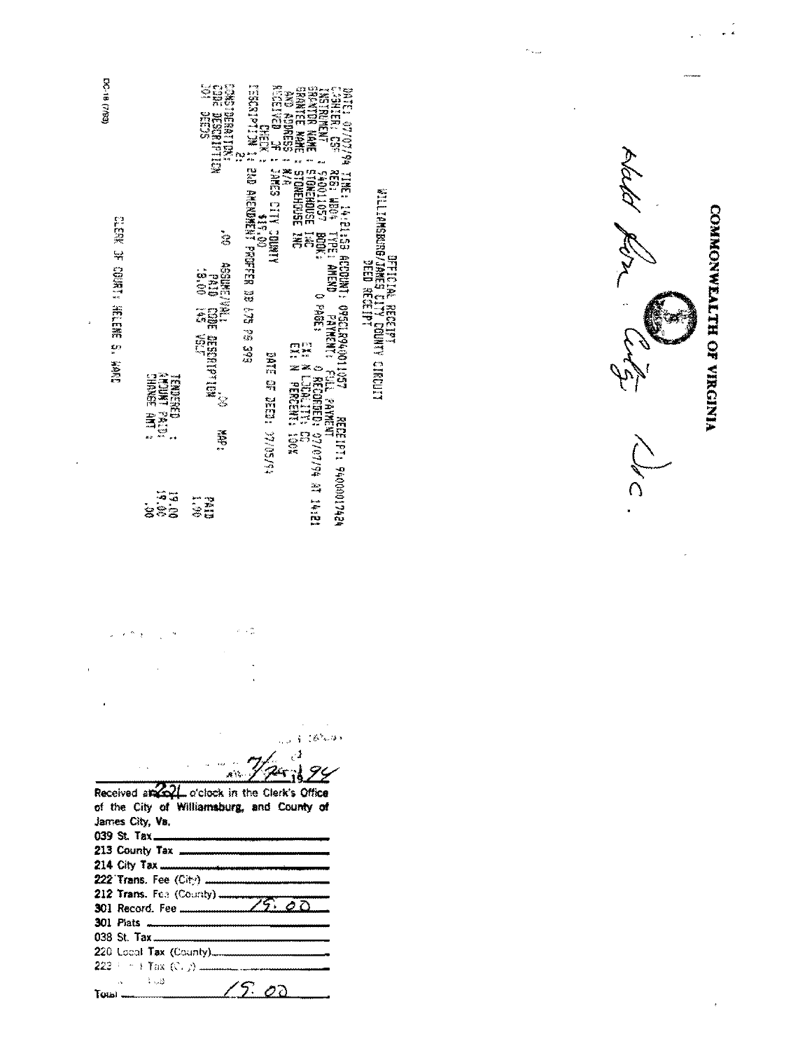# COMMONWEALTH OF VIRGINIA

Hold for City Dc.

OFFICIAL RECEIPT
WILLIAMSBURG/JAMES CITY COUNTY CIRCUIT
DEED RECEIPT

DATE: 07/07/94 TIME: 14:21:55 ACCOUNT: 095CLR940011057 RECEIPT: 94000017424
CASHIER: CSF REG: WD04 TYPE: AMEND PAYMENT: FULL PAYMENT
INSTRUMENT : 940011057 BOOK: 0 PAGE: 0 RECORDED: 07/07/94 AT 14:21
GRANTOR NAME : STONEHOUSE INC EX: N LOCALITY: CO
GRANTEE NAME : STONEHOUSE INC EX: N PERCENT: 100%
AND ADDRESS : N/A
RECEIVED OF : JAMES CITY COUNTY
CHECK : $19.00
DESCRIPTION 1: 2ND AMENDMENT PROFFER DB 675 PG 399 DATE OF DEED: 07/05/94
2:
CONSIDERATION: .00 ASSUME/VAL: .00 MAP:
CODE DESCRIPTION PAID CODE DESCRIPTION PAID
301 DEEDS 18.00 145 VSLF 1.00

TENDERED : 19.00
AMOUNT PAID: 19.00
CHANGE AMT : .00

CLERK OF COURT: HELENE S. WARD

DC-18 (7/93)

7/7/94

Received at 2:21 o'clock in the Clerk's Office of the City of Williamsburg, and County of James City, Va.

039 St. Tax

213 County Tax

214 City Tax

222 Trans. Fee (City)

212 Trans. Fee (County)

301 Record. Fee 15.00

301 Plats

038 St. Tax

220 Local Tax (County)

223 Local Tax (City)

Total 15.00